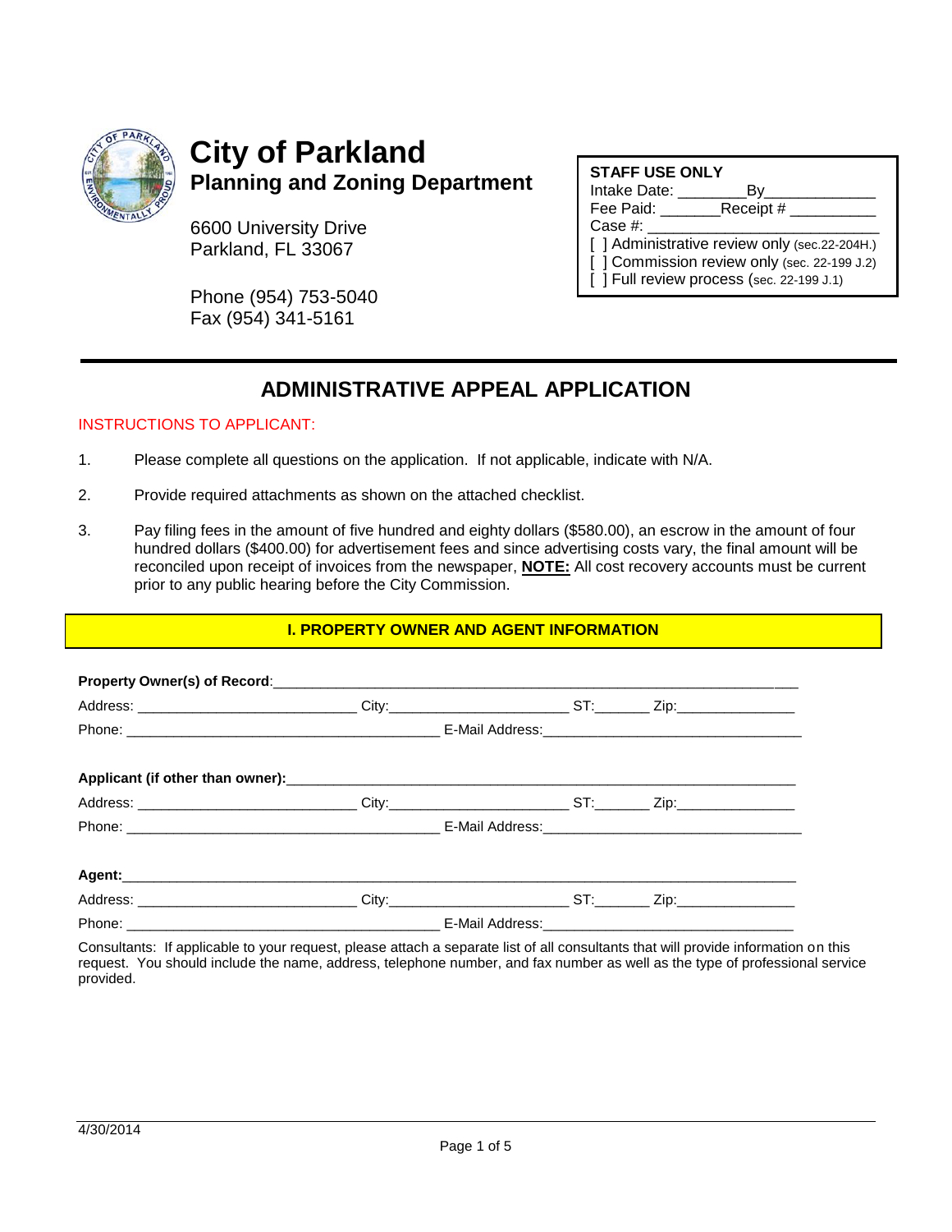# City of Parkland
## Planning and Zoning Department

6600 University Drive
Parkland, FL 33067

Phone (954) 753-5040
Fax (954) 341-5161

**STAFF USE ONLY**
Intake Date: ________By_____________
Fee Paid: _______Receipt # __________
Case #: ___________________________
[ ] Administrative review only (sec.22-204H.)
[ ] Commission review only (sec. 22-199 J.2)
[ ] Full review process (sec. 22-199 J.1)

---

## ADMINISTRATIVE APPEAL APPLICATION

INSTRUCTIONS TO APPLICANT:

1. Please complete all questions on the application. If not applicable, indicate with N/A.

2. Provide required attachments as shown on the attached checklist.

3. Pay filing fees in the amount of five hundred and eighty dollars ($580.00), an escrow in the amount of four hundred dollars ($400.00) for advertisement fees and since advertising costs vary, the final amount will be reconciled upon receipt of invoices from the newspaper, **NOTE:** All cost recovery accounts must be current prior to any public hearing before the City Commission.

### I. PROPERTY OWNER AND AGENT INFORMATION

**Property Owner(s) of Record**:_________________________________________________________________
Address: ___________________________ City:______________________ ST:_______ Zip:_______________
Phone: _______________________________________ E-Mail Address:________________________________

**Applicant (if other than owner):**_______________________________________________________________
Address: ___________________________ City:______________________ ST:_______ Zip:_______________
Phone: _______________________________________ E-Mail Address:________________________________

**Agent:**______________________________________________________________________________
Address: ___________________________ City:______________________ ST:_______ Zip:_______________
Phone: _______________________________________ E-Mail Address:______________________________

Consultants: If applicable to your request, please attach a separate list of all consultants that will provide information on this request. You should include the name, address, telephone number, and fax number as well as the type of professional service provided.

4/30/2014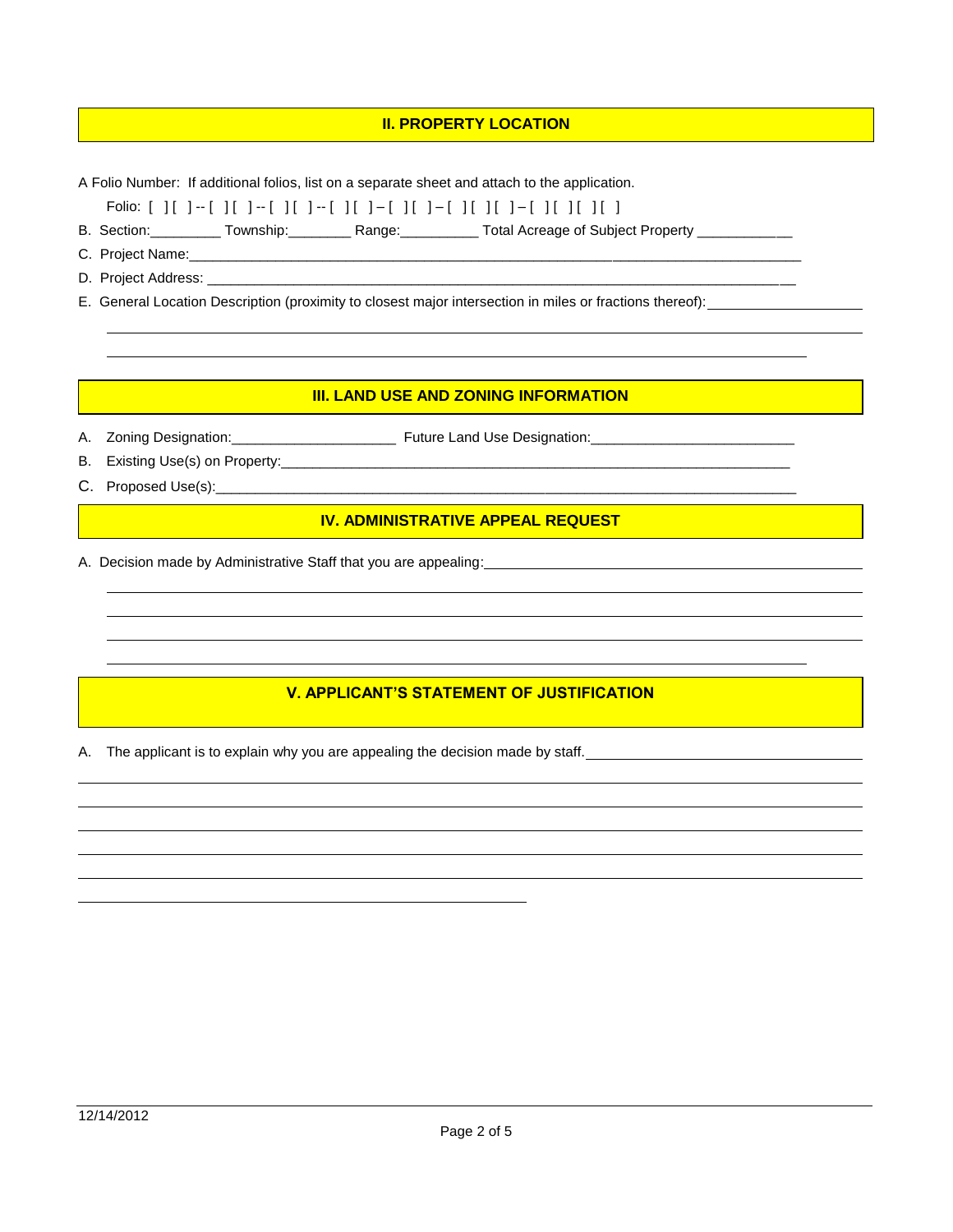## II. PROPERTY LOCATION

A Folio Number: If additional folios, list on a separate sheet and attach to the application.

Folio: [ ][ ]--[ ][ ]--[ ][ ]--[ ][ ]–[ ][ ]–[ ][ ][ ]–[ ][ ][ ][ ]

B. Section:_________ Township:________ Range:__________ Total Acreage of Subject Property ____________

C. Project Name:________________________________________________________________________________

D. Project Address: ______________________________________________________________________________

E. General Location Description (proximity to closest major intersection in miles or fractions thereof):____________________

______________________________________________________________________________________________

______________________________________________________________________________________________

## III. LAND USE AND ZONING INFORMATION

A. Zoning Designation:_____________________ Future Land Use Designation:__________________________

B. Existing Use(s) on Property:_____________________________________________________________________

C. Proposed Use(s):_____________________________________________________________________________

## IV. ADMINISTRATIVE APPEAL REQUEST

A. Decision made by Administrative Staff that you are appealing:___________________________________________

______________________________________________________________________________________________

______________________________________________________________________________________________

______________________________________________________________________________________________

______________________________________________________________________________________________

## V. APPLICANT'S STATEMENT OF JUSTIFICATION

A. The applicant is to explain why you are appealing the decision made by staff._____________________________

______________________________________________________________________________________________

______________________________________________________________________________________________

______________________________________________________________________________________________

______________________________________________________________________________________________

______________________________________________________________________________________________

_____________________________________________________

12/14/2012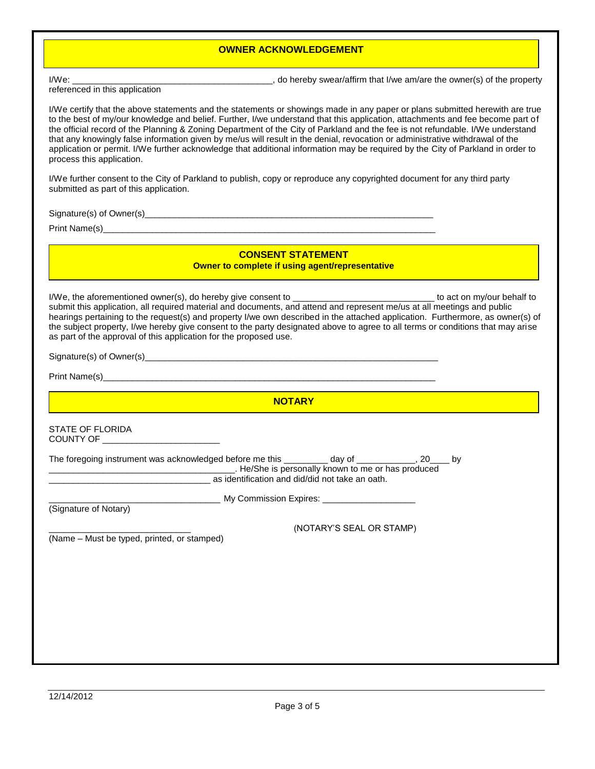## OWNER ACKNOWLEDGEMENT

I/We: __________________________________________, do hereby swear/affirm that I/we am/are the owner(s) of the property referenced in this application

I/We certify that the above statements and the statements or showings made in any paper or plans submitted herewith are true to the best of my/our knowledge and belief. Further, I/we understand that this application, attachments and fee become part of the official record of the Planning & Zoning Department of the City of Parkland and the fee is not refundable. I/We understand that any knowingly false information given by me/us will result in the denial, revocation or administrative withdrawal of the application or permit. I/We further acknowledge that additional information may be required by the City of Parkland in order to process this application.

I/We further consent to the City of Parkland to publish, copy or reproduce any copyrighted document for any third party submitted as part of this application.

Signature(s) of Owner(s)_______________________________________________________________

Print Name(s)_____________________________________________________________________

## CONSENT STATEMENT

**Owner to complete if using agent/representative**

I/We, the aforementioned owner(s), do hereby give consent to ______________________________ to act on my/our behalf to submit this application, all required material and documents, and attend and represent me/us at all meetings and public hearings pertaining to the request(s) and property I/we own described in the attached application. Furthermore, as owner(s) of the subject property, I/we hereby give consent to the party designated above to agree to all terms or conditions that may arise as part of the approval of this application for the proposed use.

Signature(s) of Owner(s)_______________________________________________________________

Print Name(s)_____________________________________________________________________

## NOTARY

STATE OF FLORIDA
COUNTY OF ________________________

The foregoing instrument was acknowledged before me this _________ day of ____________, 20____ by _______________________________________. He/She is personally known to me or has produced __________________________________ as identification and did/did not take an oath.

___________________________________ My Commission Expires: ___________________
(Signature of Notary)

______________________________ (NOTARY'S SEAL OR STAMP)
(Name – Must be typed, printed, or stamped)

12/14/2012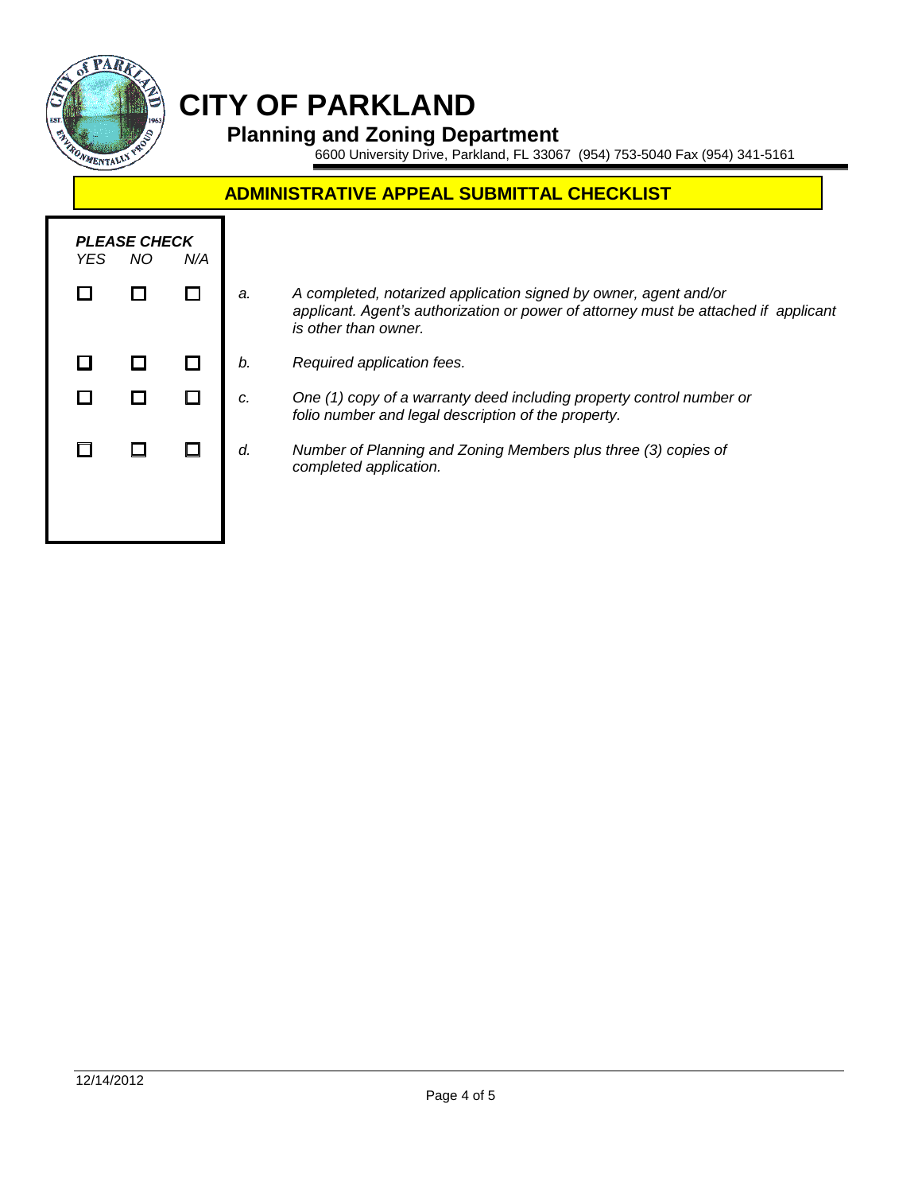# CITY OF PARKLAND

## Planning and Zoning Department

6600 University Drive, Parkland, FL 33067 (954) 753-5040 Fax (954) 341-5161

## ADMINISTRATIVE APPEAL SUBMITTAL CHECKLIST

***PLEASE CHECK***

| *YES* | *NO* | *N/A* | | |
|---|---|---|---|---|
| ☐ | ☐ | ☐ | *a.* | *A completed, notarized application signed by owner, agent and/or applicant. Agent's authorization or power of attorney must be attached if applicant is other than owner.* |
| ☐ | ☐ | ☐ | *b.* | *Required application fees.* |
| ☐ | ☐ | ☐ | *c.* | *One (1) copy of a warranty deed including property control number or folio number and legal description of the property.* |
| ☐ | ☐ | ☐ | *d.* | *Number of Planning and Zoning Members plus three (3) copies of completed application.* |

12/14/2012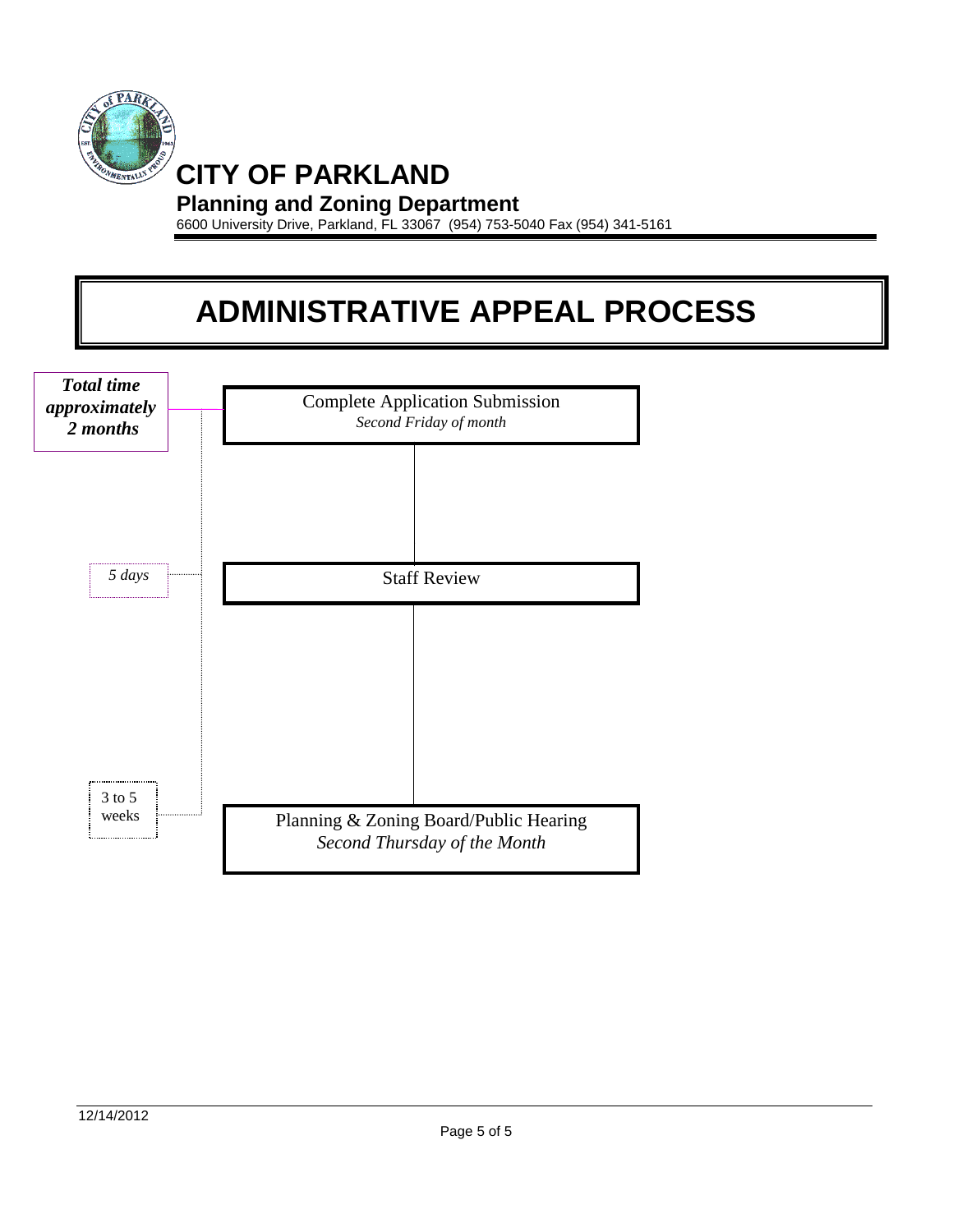# CITY OF PARKLAND

**Planning and Zoning Department**

6600 University Drive, Parkland, FL 33067 (954) 753-5040 Fax (954) 341-5161

# ADMINISTRATIVE APPEAL PROCESS

***Total time approximately 2 months***

Complete Application Submission
*Second Friday of month*

*5 days*

Staff Review

3 to 5 weeks

Planning & Zoning Board/Public Hearing
*Second Thursday of the Month*

12/14/2012